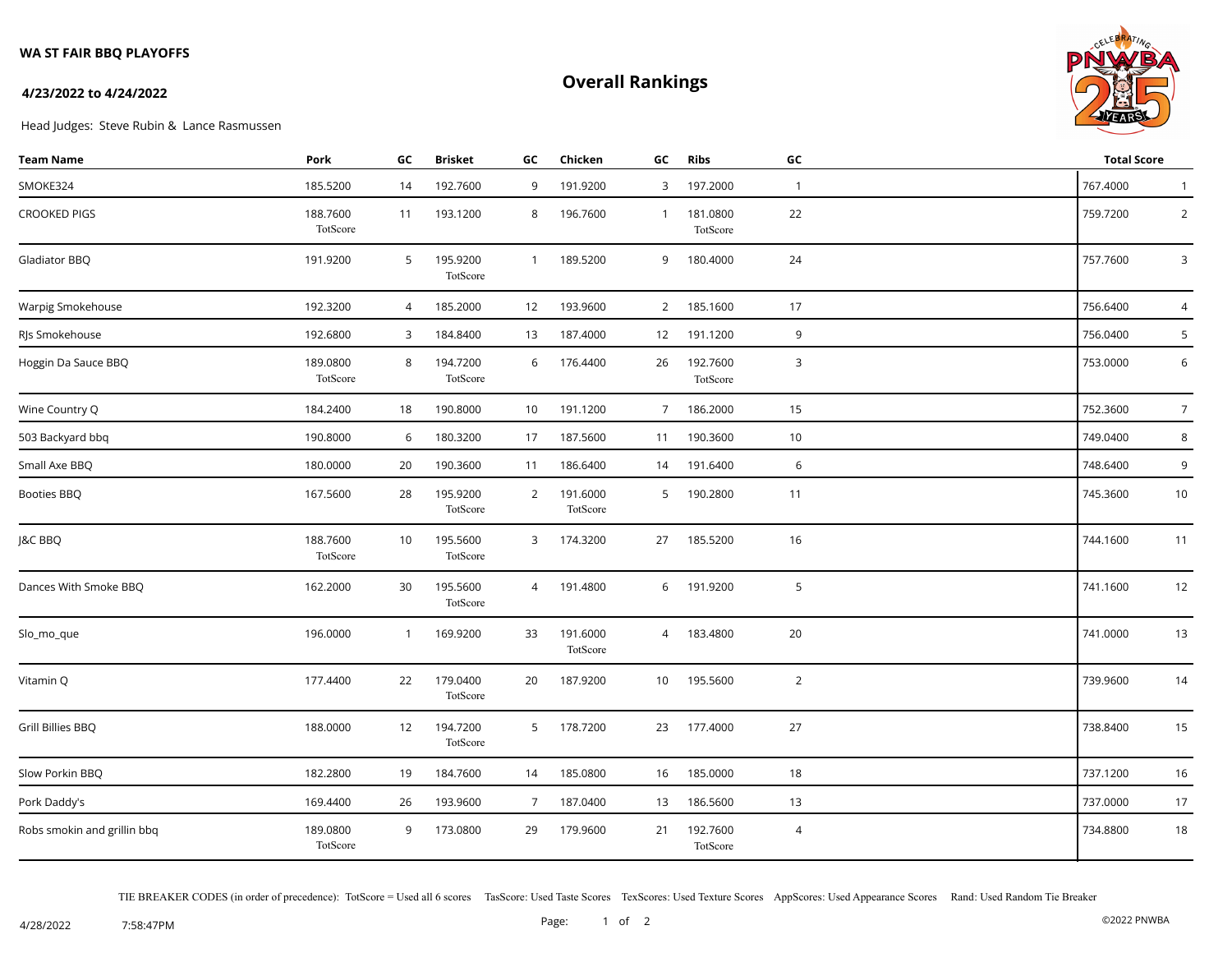**WA ST FAIR BBQ PLAYOFFS**

**4/23/2022 to 4/24/2022**

# Overall Rankings

Head Judges: Steve Rubin & Lance Rasmussen

| Team Name | Pork | GC | Brisket | GC | Chicken | GC | Ribs | GC | Total Score | |
|---|---|---|---|---|---|---|---|---|---|---|
| SMOKE324 | 185.5200 | 14 | 192.7600 | 9 | 191.9200 | 3 | 197.2000 | 1 | 767.4000 | 1 |
| CROOKED PIGS | 188.7600 TotScore | 11 | 193.1200 | 8 | 196.7600 | 1 | 181.0800 TotScore | 22 | 759.7200 | 2 |
| Gladiator BBQ | 191.9200 | 5 | 195.9200 TotScore | 1 | 189.5200 | 9 | 180.4000 | 24 | 757.7600 | 3 |
| Warpig Smokehouse | 192.3200 | 4 | 185.2000 | 12 | 193.9600 | 2 | 185.1600 | 17 | 756.6400 | 4 |
| RJs Smokehouse | 192.6800 | 3 | 184.8400 | 13 | 187.4000 | 12 | 191.1200 | 9 | 756.0400 | 5 |
| Hoggin Da Sauce BBQ | 189.0800 TotScore | 8 | 194.7200 TotScore | 6 | 176.4400 | 26 | 192.7600 TotScore | 3 | 753.0000 | 6 |
| Wine Country Q | 184.2400 | 18 | 190.8000 | 10 | 191.1200 | 7 | 186.2000 | 15 | 752.3600 | 7 |
| 503 Backyard bbq | 190.8000 | 6 | 180.3200 | 17 | 187.5600 | 11 | 190.3600 | 10 | 749.0400 | 8 |
| Small Axe BBQ | 180.0000 | 20 | 190.3600 | 11 | 186.6400 | 14 | 191.6400 | 6 | 748.6400 | 9 |
| Booties BBQ | 167.5600 | 28 | 195.9200 TotScore | 2 | 191.6000 TotScore | 5 | 190.2800 | 11 | 745.3600 | 10 |
| J&C BBQ | 188.7600 TotScore | 10 | 195.5600 TotScore | 3 | 174.3200 | 27 | 185.5200 | 16 | 744.1600 | 11 |
| Dances With Smoke BBQ | 162.2000 | 30 | 195.5600 TotScore | 4 | 191.4800 | 6 | 191.9200 | 5 | 741.1600 | 12 |
| Slo_mo_que | 196.0000 | 1 | 169.9200 | 33 | 191.6000 TotScore | 4 | 183.4800 | 20 | 741.0000 | 13 |
| Vitamin Q | 177.4400 | 22 | 179.0400 TotScore | 20 | 187.9200 | 10 | 195.5600 | 2 | 739.9600 | 14 |
| Grill Billies BBQ | 188.0000 | 12 | 194.7200 TotScore | 5 | 178.7200 | 23 | 177.4000 | 27 | 738.8400 | 15 |
| Slow Porkin BBQ | 182.2800 | 19 | 184.7600 | 14 | 185.0800 | 16 | 185.0000 | 18 | 737.1200 | 16 |
| Pork Daddy's | 169.4400 | 26 | 193.9600 | 7 | 187.0400 | 13 | 186.5600 | 13 | 737.0000 | 17 |
| Robs smokin and grillin bbq | 189.0800 TotScore | 9 | 173.0800 | 29 | 179.9600 | 21 | 192.7600 TotScore | 4 | 734.8800 | 18 |

TIE BREAKER CODES (in order of precedence): TotScore = Used all 6 scores TasScore: Used Taste Scores TexScores: Used Texture Scores AppScores: Used Appearance Scores Rand: Used Random Tie Breaker

4/28/2022 7:58:47PM ©2022 PNWBA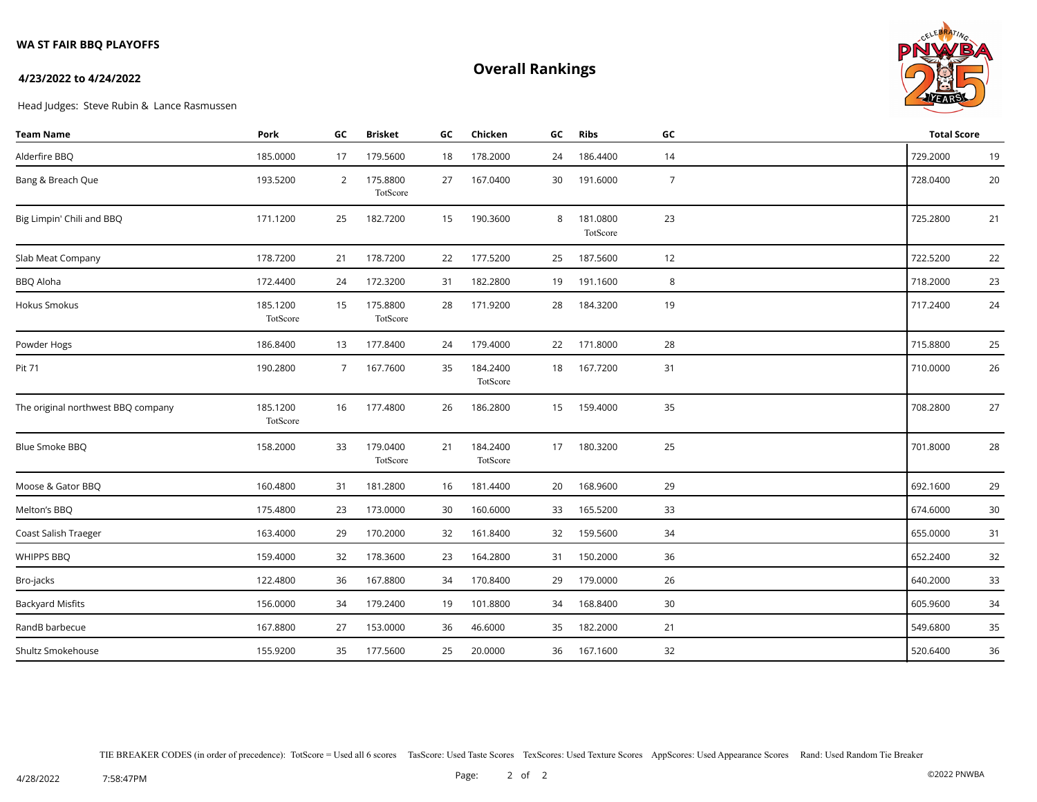**WA ST FAIR BBQ PLAYOFFS**

**4/23/2022 to 4/24/2022**

## Overall Rankings

Head Judges: Steve Rubin & Lance Rasmussen

| Team Name | Pork | GC | Brisket | GC | Chicken | GC | Ribs | GC | Total Score | |
|---|---|---|---|---|---|---|---|---|---|---|
| Alderfire BBQ | 185.0000 | 17 | 179.5600 | 18 | 178.2000 | 24 | 186.4400 | 14 | 729.2000 | 19 |
| Bang & Breach Que | 193.5200 | 2 | 175.8800 TotScore | 27 | 167.0400 | 30 | 191.6000 | 7 | 728.0400 | 20 |
| Big Limpin' Chili and BBQ | 171.1200 | 25 | 182.7200 | 15 | 190.3600 | 8 | 181.0800 TotScore | 23 | 725.2800 | 21 |
| Slab Meat Company | 178.7200 | 21 | 178.7200 | 22 | 177.5200 | 25 | 187.5600 | 12 | 722.5200 | 22 |
| BBQ Aloha | 172.4400 | 24 | 172.3200 | 31 | 182.2800 | 19 | 191.1600 | 8 | 718.2000 | 23 |
| Hokus Smokus | 185.1200 TotScore | 15 | 175.8800 TotScore | 28 | 171.9200 | 28 | 184.3200 | 19 | 717.2400 | 24 |
| Powder Hogs | 186.8400 | 13 | 177.8400 | 24 | 179.4000 | 22 | 171.8000 | 28 | 715.8800 | 25 |
| Pit 71 | 190.2800 | 7 | 167.7600 | 35 | 184.2400 TotScore | 18 | 167.7200 | 31 | 710.0000 | 26 |
| The original northwest BBQ company | 185.1200 TotScore | 16 | 177.4800 | 26 | 186.2800 | 15 | 159.4000 | 35 | 708.2800 | 27 |
| Blue Smoke BBQ | 158.2000 | 33 | 179.0400 TotScore | 21 | 184.2400 TotScore | 17 | 180.3200 | 25 | 701.8000 | 28 |
| Moose & Gator BBQ | 160.4800 | 31 | 181.2800 | 16 | 181.4400 | 20 | 168.9600 | 29 | 692.1600 | 29 |
| Melton's BBQ | 175.4800 | 23 | 173.0000 | 30 | 160.6000 | 33 | 165.5200 | 33 | 674.6000 | 30 |
| Coast Salish Traeger | 163.4000 | 29 | 170.2000 | 32 | 161.8400 | 32 | 159.5600 | 34 | 655.0000 | 31 |
| WHIPPS BBQ | 159.4000 | 32 | 178.3600 | 23 | 164.2800 | 31 | 150.2000 | 36 | 652.2400 | 32 |
| Bro-jacks | 122.4800 | 36 | 167.8800 | 34 | 170.8400 | 29 | 179.0000 | 26 | 640.2000 | 33 |
| Backyard Misfits | 156.0000 | 34 | 179.2400 | 19 | 101.8800 | 34 | 168.8400 | 30 | 605.9600 | 34 |
| RandB barbecue | 167.8800 | 27 | 153.0000 | 36 | 46.6000 | 35 | 182.2000 | 21 | 549.6800 | 35 |
| Shultz Smokehouse | 155.9200 | 35 | 177.5600 | 25 | 20.0000 | 36 | 167.1600 | 32 | 520.6400 | 36 |

TIE BREAKER CODES (in order of precedence): TotScore = Used all 6 scores TasScore: Used Taste Scores TexScores: Used Texture Scores AppScores: Used Appearance Scores Rand: Used Random Tie Breaker

4/28/2022 7:58:47PM

©2022 PNWBA